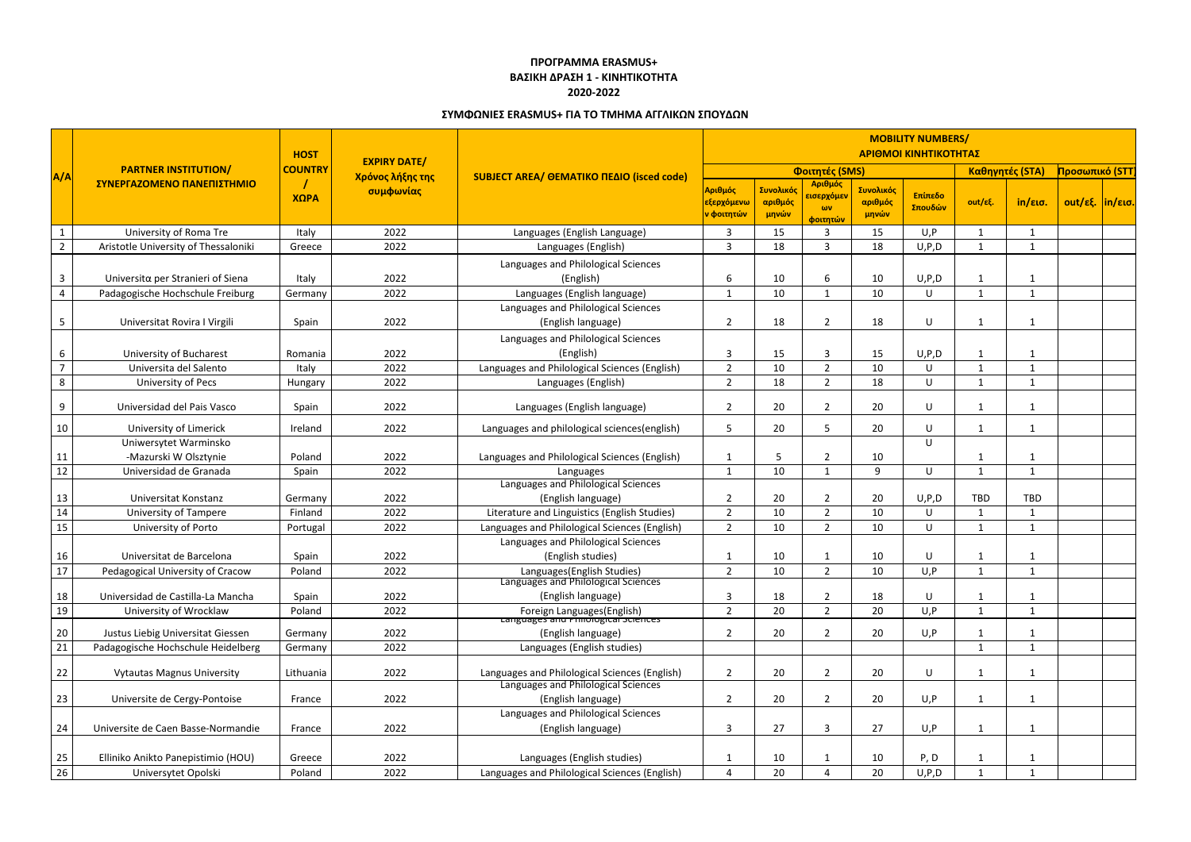**ΠΡΟΓΡΑΜΜΑ ERASMUS+**
**ΒΑΣΙΚΗ ΔΡΑΣΗ 1 - ΚΙΝΗΤΙΚΟΤΗΤΑ**
**2020-2022**

**ΣΥΜΦΩΝΙΕΣ ERASMUS+ ΓΙΑ ΤΟ ΤΜΗΜΑ ΑΓΓΛΙΚΩΝ ΣΠΟΥΔΩΝ**

| A/A | PARTNER INSTITUTION/ ΣΥΝΕΡΓΑΖΟΜΕΝΟ ΠΑΝΕΠΙΣΤΗΜΙΟ | HOST COUNTRY / ΧΩΡΑ | EXPIRY DATE/ Χρόνος λήξης της συμφωνίας | SUBJECT AREA/ ΘΕΜΑΤΙΚΟ ΠΕΔΙΟ (isced code) | MOBILITY NUMBERS/ ΑΡΙΘΜΟΙ ΚΙΝΗΤΙΚΟΤΗΤΑΣ | | | | | | | | |
|---|---|---|---|---|---|---|---|---|---|---|---|---|---|
| | | | | | Φοιτητές (SMS) | | | | | Καθηγητές (STA) | | Προσωπικό (STT) | |
| | | | | | Αριθμός εξερχόμενων φοιτητών | Συνολικός αριθμός μηνών | Αριθμός εισερχόμενων φοιτητών | Συνολικός αριθμός μηνών | Επίπεδο Σπουδών | out/εξ. | in/εισ. | out/εξ. | in/εισ. |
| 1 | University of Roma Tre | Italy | 2022 | Languages (English Language) | 3 | 15 | 3 | 15 | U,P | 1 | 1 | | |
| 2 | Aristotle University of Thessaloniki | Greece | 2022 | Languages (English) | 3 | 18 | 3 | 18 | U,P,D | 1 | 1 | | |
| 3 | Universitα per Stranieri of Siena | Italy | 2022 | Languages and Philological Sciences (English) | 6 | 10 | 6 | 10 | U,P,D | 1 | 1 | | |
| 4 | Padagogische Hochschule Freiburg | Germany | 2022 | Languages (English language) | 1 | 10 | 1 | 10 | U | 1 | 1 | | |
| 5 | Universitat Rovira I Virgili | Spain | 2022 | Languages and Philological Sciences (English language) | 2 | 18 | 2 | 18 | U | 1 | 1 | | |
| 6 | University of Bucharest | Romania | 2022 | Languages and Philological Sciences (English) | 3 | 15 | 3 | 15 | U,P,D | 1 | 1 | | |
| 7 | Universita del Salento | Italy | 2022 | Languages and Philological Sciences (English) | 2 | 10 | 2 | 10 | U | 1 | 1 | | |
| 8 | University of Pecs | Hungary | 2022 | Languages (English) | 2 | 18 | 2 | 18 | U | 1 | 1 | | |
| 9 | Universidad del Pais Vasco | Spain | 2022 | Languages (English language) | 2 | 20 | 2 | 20 | U | 1 | 1 | | |
| 10 | University of Limerick | Ireland | 2022 | Languages and philological sciences(english) | 5 | 20 | 5 | 20 | U | 1 | 1 | | |
| 11 | Uniwersytet Warminsko -Mazurski W Olsztynie | Poland | 2022 | Languages and Philological Sciences (English) | 1 | 5 | 2 | 10 | U | 1 | 1 | | |
| 12 | Universidad de Granada | Spain | 2022 | Languages | 1 | 10 | 1 | 9 | U | 1 | 1 | | |
| 13 | Universitat Konstanz | Germany | 2022 | Languages and Philological Sciences (English language) | 2 | 20 | 2 | 20 | U,P,D | TBD | TBD | | |
| 14 | University of Tampere | Finland | 2022 | Literature and Linguistics (English Studies) | 2 | 10 | 2 | 10 | U | 1 | 1 | | |
| 15 | University of Porto | Portugal | 2022 | Languages and Philological Sciences (English) | 2 | 10 | 2 | 10 | U | 1 | 1 | | |
| 16 | Universitat de Barcelona | Spain | 2022 | Languages and Philological Sciences (English studies) | 1 | 10 | 1 | 10 | U | 1 | 1 | | |
| 17 | Pedagogical University of Cracow | Poland | 2022 | Languages(English Studies) | 2 | 10 | 2 | 10 | U,P | 1 | 1 | | |
| 18 | Universidad de Castilla-La Mancha | Spain | 2022 | Languages and Philological Sciences (English language) | 3 | 18 | 2 | 18 | U | 1 | 1 | | |
| 19 | University of Wrocklaw | Poland | 2022 | Foreign Languages(English) | 2 | 20 | 2 | 20 | U,P | 1 | 1 | | |
| 20 | Justus Liebig Universitat Giessen | Germany | 2022 | Languages and Philological Sciences (English language) | 2 | 20 | 2 | 20 | U,P | 1 | 1 | | |
| 21 | Padagogische Hochschule Heidelberg | Germany | 2022 | Languages (English studies) | | | | | | 1 | 1 | | |
| 22 | Vytautas Magnus University | Lithuania | 2022 | Languages and Philological Sciences (English) | 2 | 20 | 2 | 20 | U | 1 | 1 | | |
| 23 | Universite de Cergy-Pontoise | France | 2022 | Languages and Philological Sciences (English language) | 2 | 20 | 2 | 20 | U,P | 1 | 1 | | |
| 24 | Universite de Caen Basse-Normandie | France | 2022 | Languages and Philological Sciences (English language) | 3 | 27 | 3 | 27 | U,P | 1 | 1 | | |
| 25 | Elliniko Anikto Panepistimio (HOU) | Greece | 2022 | Languages (English studies) | 1 | 10 | 1 | 10 | P, D | 1 | 1 | | |
| 26 | Universytet Opolski | Poland | 2022 | Languages and Philological Sciences (English) | 4 | 20 | 4 | 20 | U,P,D | 1 | 1 | | |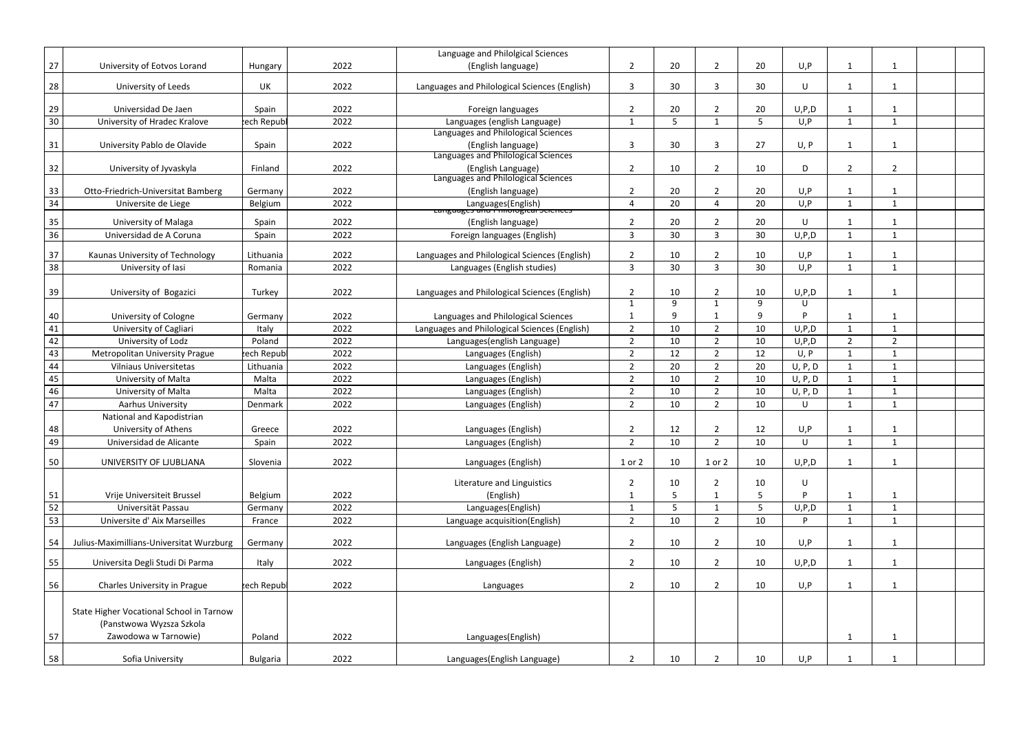| | | | | | | | | | | | | | |
|---|---|---|---|---|---|---|---|---|---|---|---|---|---|
| 27 | University of Eotvos Lorand | Hungary | 2022 | Language and Philolgical Sciences (English language) | 2 | 20 | 2 | 20 | U,P | 1 | 1 | | |
| 28 | University of Leeds | UK | 2022 | Languages and Philological Sciences (English) | 3 | 30 | 3 | 30 | U | 1 | 1 | | |
| 29 | Universidad De Jaen | Spain | 2022 | Foreign languages | 2 | 20 | 2 | 20 | U,P,D | 1 | 1 | | |
| 30 | University of Hradec Kralove | ech Republ | 2022 | Languages (english Language) | 1 | 5 | 1 | 5 | U,P | 1 | 1 | | |
| 31 | University Pablo de Olavide | Spain | 2022 | Languages and Philological Sciences (English language) | 3 | 30 | 3 | 27 | U, P | 1 | 1 | | |
| 32 | University of Jyvaskyla | Finland | 2022 | Languages and Philological Sciences (English Language) | 2 | 10 | 2 | 10 | D | 2 | 2 | | |
| 33 | Otto-Friedrich-Universitat Bamberg | Germany | 2022 | Languages and Philological Sciences (English language) | 2 | 20 | 2 | 20 | U,P | 1 | 1 | | |
| 34 | Universite de Liege | Belgium | 2022 | Languages(English) | 4 | 20 | 4 | 20 | U,P | 1 | 1 | | |
| 35 | University of Malaga | Spain | 2022 | Languages and Philological Sciences (English language) | 2 | 20 | 2 | 20 | U | 1 | 1 | | |
| 36 | Universidad de A Coruna | Spain | 2022 | Foreign languages (English) | 3 | 30 | 3 | 30 | U,P,D | 1 | 1 | | |
| 37 | Kaunas University of Technology | Lithuania | 2022 | Languages and Philological Sciences (English) | 2 | 10 | 2 | 10 | U,P | 1 | 1 | | |
| 38 | University of Iasi | Romania | 2022 | Languages (English studies) | 3 | 30 | 3 | 30 | U,P | 1 | 1 | | |
| 39 | University of Bogazici | Turkey | 2022 | Languages and Philological Sciences (English) | 2 | 10 | 2 | 10 | U,P,D | 1 | 1 | | |
| 40 | University of Cologne | Germany | 2022 | Languages and Philological Sciences | 1<br>1 | 9<br>9 | 1<br>1 | 9<br>9 | U<br>P | 1 | 1 | | |
| 41 | University of Cagliari | Italy | 2022 | Languages and Philological Sciences (English) | 2 | 10 | 2 | 10 | U,P,D | 1 | 1 | | |
| 42 | University of Lodz | Poland | 2022 | Languages(english Language) | 2 | 10 | 2 | 10 | U,P,D | 2 | 2 | | |
| 43 | Metropolitan University Prague | ech Republ | 2022 | Languages (English) | 2 | 12 | 2 | 12 | U, P | 1 | 1 | | |
| 44 | Vilniaus Universitetas | Lithuania | 2022 | Languages (English) | 2 | 20 | 2 | 20 | U, P, D | 1 | 1 | | |
| 45 | University of Malta | Malta | 2022 | Languages (English) | 2 | 10 | 2 | 10 | U, P, D | 1 | 1 | | |
| 46 | University of Malta | Malta | 2022 | Languages (English) | 2 | 10 | 2 | 10 | U, P, D | 1 | 1 | | |
| 47 | Aarhus University | Denmark | 2022 | Languages (English) | 2 | 10 | 2 | 10 | U | 1 | 1 | | |
| 48 | National and Kapodistrian University of Athens | Greece | 2022 | Languages (English) | 2 | 12 | 2 | 12 | U,P | 1 | 1 | | |
| 49 | Universidad de Alicante | Spain | 2022 | Languages (English) | 2 | 10 | 2 | 10 | U | 1 | 1 | | |
| 50 | UNIVERSITY OF LJUBLJANA | Slovenia | 2022 | Languages (English) | 1 or 2 | 10 | 1 or 2 | 10 | U,P,D | 1 | 1 | | |
| 51 | Vrije Universiteit Brussel | Belgium | 2022 | Literature and Linguistics (English) | 2<br>1 | 10<br>5 | 2<br>1 | 10<br>5 | U<br>P | 1 | 1 | | |
| 52 | Universität Passau | Germany | 2022 | Languages(English) | 1 | 5 | 1 | 5 | U,P,D | 1 | 1 | | |
| 53 | Universite d' Aix Marseilles | France | 2022 | Language acquisition(English) | 2 | 10 | 2 | 10 | P | 1 | 1 | | |
| 54 | Julius-Maximillians-Universitat Wurzburg | Germany | 2022 | Languages (English Language) | 2 | 10 | 2 | 10 | U,P | 1 | 1 | | |
| 55 | Universita Degli Studi Di Parma | Italy | 2022 | Languages (English) | 2 | 10 | 2 | 10 | U,P,D | 1 | 1 | | |
| 56 | Charles University in Prague | ech Republ | 2022 | Languages | 2 | 10 | 2 | 10 | U,P | 1 | 1 | | |
| 57 | State Higher Vocational School in Tarnow (Panstwowa Wyzsza Szkola Zawodowa w Tarnowie) | Poland | 2022 | Languages(English) | | | | | | 1 | 1 | | |
| 58 | Sofia University | Bulgaria | 2022 | Languages(English Language) | 2 | 10 | 2 | 10 | U,P | 1 | 1 | | |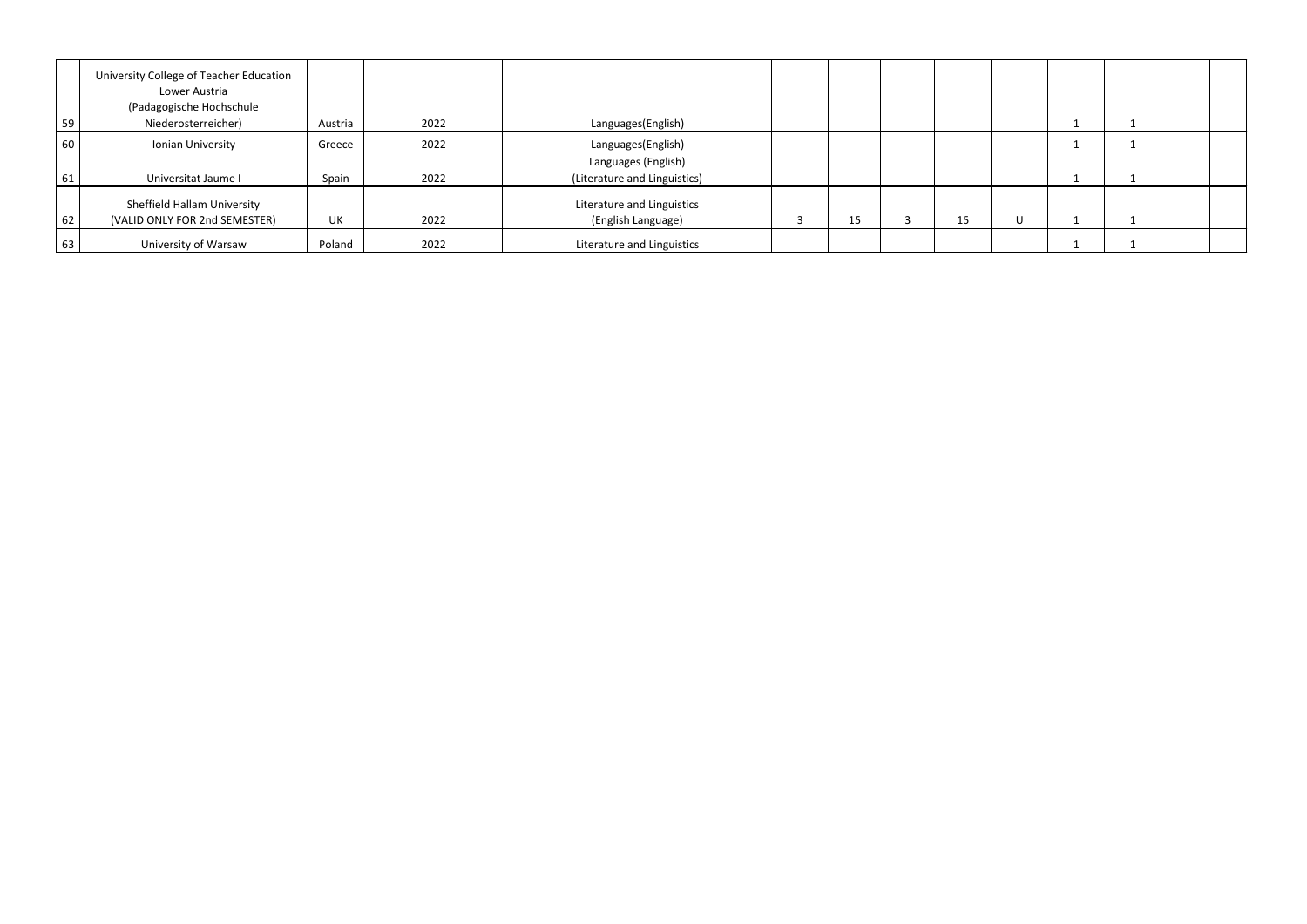| | | | | | | | | | | | | | |
|---|---|---|---|---|---|---|---|---|---|---|---|---|---|
| 59 | University College of Teacher Education Lower Austria (Padagogische Hochschule Niederosterreicher) | Austria | 2022 | Languages(English) | | | | | | 1 | 1 | | |
| 60 | Ionian University | Greece | 2022 | Languages(English) | | | | | | 1 | 1 | | |
| 61 | Universitat Jaume I | Spain | 2022 | Languages (English) (Literature and Linguistics) | | | | | | 1 | 1 | | |
| 62 | Sheffield Hallam University (VALID ONLY FOR 2nd SEMESTER) | UK | 2022 | Literature and Linguistics (English Language) | 3 | 15 | 3 | 15 | U | 1 | 1 | | |
| 63 | University of Warsaw | Poland | 2022 | Literature and Linguistics | | | | | | 1 | 1 | | |